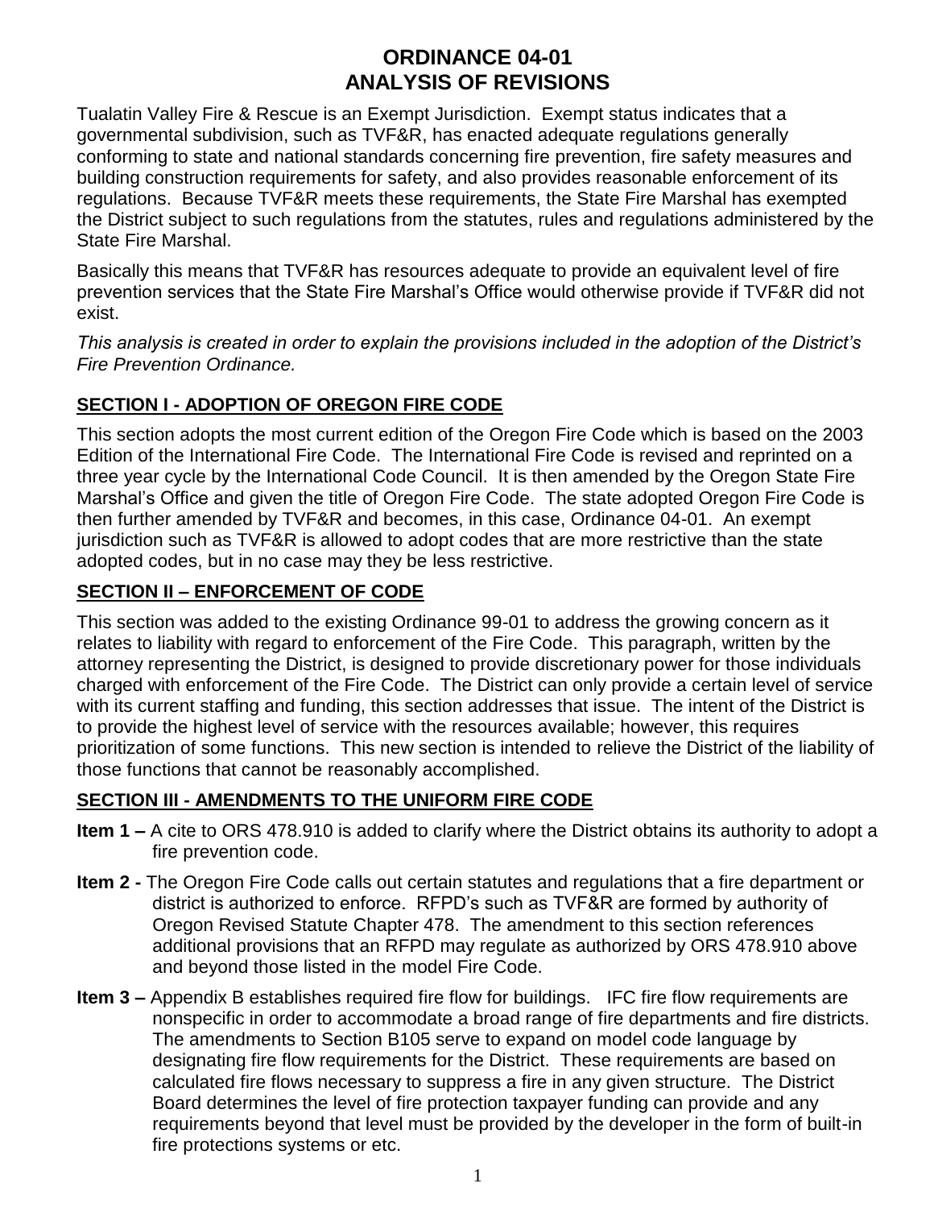# ORDINANCE 04-01
# ANALYSIS OF REVISIONS

Tualatin Valley Fire & Rescue is an Exempt Jurisdiction. Exempt status indicates that a governmental subdivision, such as TVF&R, has enacted adequate regulations generally conforming to state and national standards concerning fire prevention, fire safety measures and building construction requirements for safety, and also provides reasonable enforcement of its regulations. Because TVF&R meets these requirements, the State Fire Marshal has exempted the District subject to such regulations from the statutes, rules and regulations administered by the State Fire Marshal.

Basically this means that TVF&R has resources adequate to provide an equivalent level of fire prevention services that the State Fire Marshal's Office would otherwise provide if TVF&R did not exist.

*This analysis is created in order to explain the provisions included in the adoption of the District's Fire Prevention Ordinance.*

## SECTION I - ADOPTION OF OREGON FIRE CODE

This section adopts the most current edition of the Oregon Fire Code which is based on the 2003 Edition of the International Fire Code. The International Fire Code is revised and reprinted on a three year cycle by the International Code Council. It is then amended by the Oregon State Fire Marshal's Office and given the title of Oregon Fire Code. The state adopted Oregon Fire Code is then further amended by TVF&R and becomes, in this case, Ordinance 04-01. An exempt jurisdiction such as TVF&R is allowed to adopt codes that are more restrictive than the state adopted codes, but in no case may they be less restrictive.

## SECTION II – ENFORCEMENT OF CODE

This section was added to the existing Ordinance 99-01 to address the growing concern as it relates to liability with regard to enforcement of the Fire Code. This paragraph, written by the attorney representing the District, is designed to provide discretionary power for those individuals charged with enforcement of the Fire Code. The District can only provide a certain level of service with its current staffing and funding, this section addresses that issue. The intent of the District is to provide the highest level of service with the resources available; however, this requires prioritization of some functions. This new section is intended to relieve the District of the liability of those functions that cannot be reasonably accomplished.

## SECTION III - AMENDMENTS TO THE UNIFORM FIRE CODE

**Item 1 –** A cite to ORS 478.910 is added to clarify where the District obtains its authority to adopt a fire prevention code.

**Item 2 -** The Oregon Fire Code calls out certain statutes and regulations that a fire department or district is authorized to enforce. RFPD's such as TVF&R are formed by authority of Oregon Revised Statute Chapter 478. The amendment to this section references additional provisions that an RFPD may regulate as authorized by ORS 478.910 above and beyond those listed in the model Fire Code.

**Item 3 –** Appendix B establishes required fire flow for buildings. IFC fire flow requirements are nonspecific in order to accommodate a broad range of fire departments and fire districts. The amendments to Section B105 serve to expand on model code language by designating fire flow requirements for the District. These requirements are based on calculated fire flows necessary to suppress a fire in any given structure. The District Board determines the level of fire protection taxpayer funding can provide and any requirements beyond that level must be provided by the developer in the form of built-in fire protections systems or etc.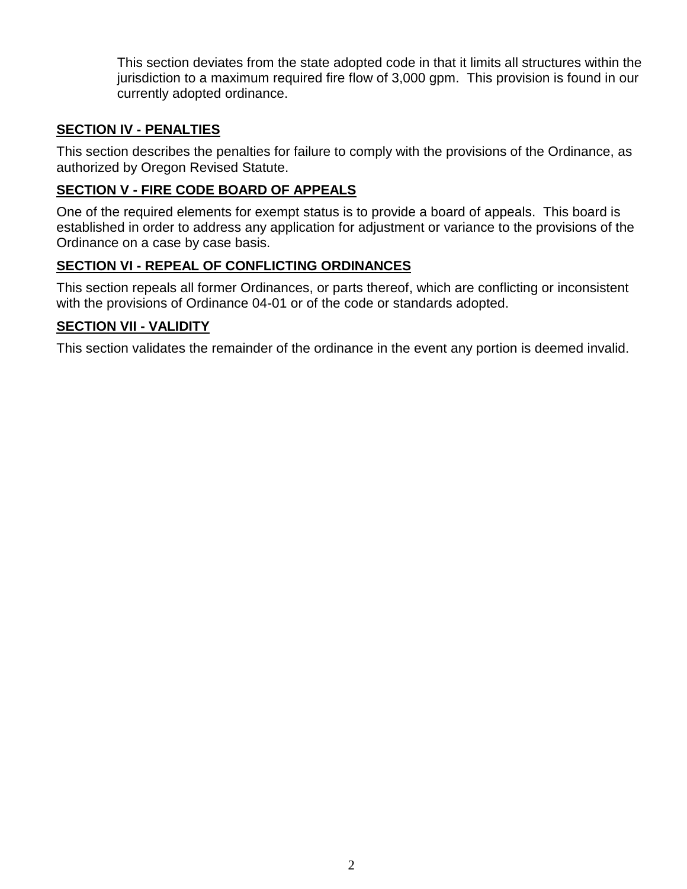This section deviates from the state adopted code in that it limits all structures within the jurisdiction to a maximum required fire flow of 3,000 gpm. This provision is found in our currently adopted ordinance.

**SECTION IV - PENALTIES**

This section describes the penalties for failure to comply with the provisions of the Ordinance, as authorized by Oregon Revised Statute.

**SECTION V - FIRE CODE BOARD OF APPEALS**

One of the required elements for exempt status is to provide a board of appeals. This board is established in order to address any application for adjustment or variance to the provisions of the Ordinance on a case by case basis.

**SECTION VI - REPEAL OF CONFLICTING ORDINANCES**

This section repeals all former Ordinances, or parts thereof, which are conflicting or inconsistent with the provisions of Ordinance 04-01 or of the code or standards adopted.

**SECTION VII - VALIDITY**

This section validates the remainder of the ordinance in the event any portion is deemed invalid.